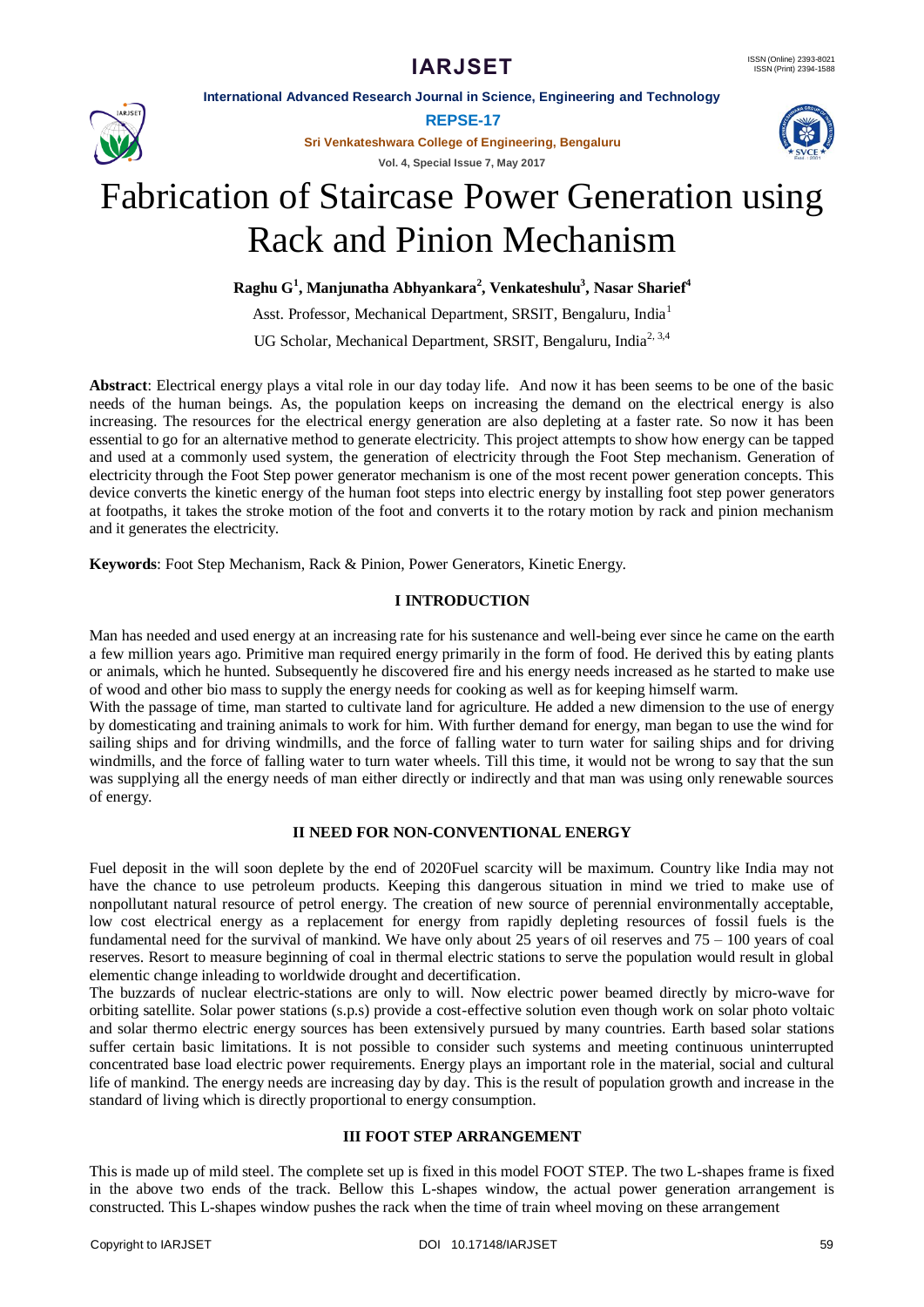# Fabrication of Staircase Power Generation using Rack and Pinion Mechanism

**Raghu G[1], Manjunatha Abhyankara[2], Venkateshulu[3], Nasar Sharief[4]**

Asst. Professor, Mechanical Department, SRSIT, Bengaluru, India[1]

UG Scholar, Mechanical Department, SRSIT, Bengaluru, India[2, 3,4]

**Abstract**: Electrical energy plays a vital role in our day today life. And now it has been seems to be one of the basic needs of the human beings. As, the population keeps on increasing the demand on the electrical energy is also increasing. The resources for the electrical energy generation are also depleting at a faster rate. So now it has been essential to go for an alternative method to generate electricity. This project attempts to show how energy can be tapped and used at a commonly used system, the generation of electricity through the Foot Step mechanism. Generation of electricity through the Foot Step power generator mechanism is one of the most recent power generation concepts. This device converts the kinetic energy of the human foot steps into electric energy by installing foot step power generators at footpaths, it takes the stroke motion of the foot and converts it to the rotary motion by rack and pinion mechanism and it generates the electricity.

**Keywords**: Foot Step Mechanism, Rack & Pinion, Power Generators, Kinetic Energy.

## I INTRODUCTION

Man has needed and used energy at an increasing rate for his sustenance and well-being ever since he came on the earth a few million years ago. Primitive man required energy primarily in the form of food. He derived this by eating plants or animals, which he hunted. Subsequently he discovered fire and his energy needs increased as he started to make use of wood and other bio mass to supply the energy needs for cooking as well as for keeping himself warm.

With the passage of time, man started to cultivate land for agriculture. He added a new dimension to the use of energy by domesticating and training animals to work for him. With further demand for energy, man began to use the wind for sailing ships and for driving windmills, and the force of falling water to turn water for sailing ships and for driving windmills, and the force of falling water to turn water wheels. Till this time, it would not be wrong to say that the sun was supplying all the energy needs of man either directly or indirectly and that man was using only renewable sources of energy.

## II NEED FOR NON-CONVENTIONAL ENERGY

Fuel deposit in the will soon deplete by the end of 2020Fuel scarcity will be maximum. Country like India may not have the chance to use petroleum products. Keeping this dangerous situation in mind we tried to make use of nonpollutant natural resource of petrol energy. The creation of new source of perennial environmentally acceptable, low cost electrical energy as a replacement for energy from rapidly depleting resources of fossil fuels is the fundamental need for the survival of mankind. We have only about 25 years of oil reserves and 75 – 100 years of coal reserves. Resort to measure beginning of coal in thermal electric stations to serve the population would result in global elementic change inleading to worldwide drought and decertification.

The buzzards of nuclear electric-stations are only to will. Now electric power beamed directly by micro-wave for orbiting satellite. Solar power stations (s.p.s) provide a cost-effective solution even though work on solar photo voltaic and solar thermo electric energy sources has been extensively pursued by many countries. Earth based solar stations suffer certain basic limitations. It is not possible to consider such systems and meeting continuous uninterrupted concentrated base load electric power requirements. Energy plays an important role in the material, social and cultural life of mankind. The energy needs are increasing day by day. This is the result of population growth and increase in the standard of living which is directly proportional to energy consumption.

## III FOOT STEP ARRANGEMENT

This is made up of mild steel. The complete set up is fixed in this model FOOT STEP. The two L-shapes frame is fixed in the above two ends of the track. Bellow this L-shapes window, the actual power generation arrangement is constructed. This L-shapes window pushes the rack when the time of train wheel moving on these arrangement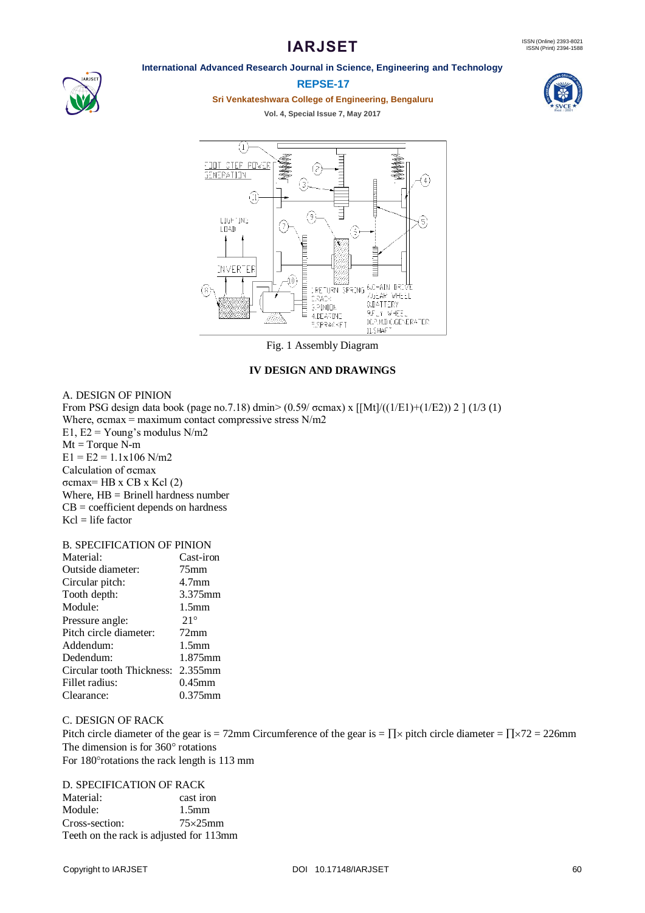Fig. 1 Assembly Diagram

## IV DESIGN AND DRAWINGS

### A. DESIGN OF PINION

From PSG design data book (page no.7.18) dmin> (0.59/ σcmax) x [[Mt]/((1/E1)+(1/E2)) 2 ] (1/3 (1)

Where, σcmax = maximum contact compressive stress N/m2

E1, E2 = Young's modulus N/m2

Mt = Torque N-m

E1 = E2 = 1.1x106 N/m2

Calculation of σcmax

σcmax= HB x CB x Kcl (2)

Where, HB = Brinell hardness number

CB = coefficient depends on hardness

Kcl = life factor

### B. SPECIFICATION OF PINION

| | |
|---|---|
| Material: | Cast-iron |
| Outside diameter: | 75mm |
| Circular pitch: | 4.7mm |
| Tooth depth: | 3.375mm |
| Module: | 1.5mm |
| Pressure angle: | 21° |
| Pitch circle diameter: | 72mm |
| Addendum: | 1.5mm |
| Dedendum: | 1.875mm |
| Circular tooth Thickness: | 2.355mm |
| Fillet radius: | 0.45mm |
| Clearance: | 0.375mm |

### C. DESIGN OF RACK

Pitch circle diameter of the gear is = 72mm Circumference of the gear is = ∏× pitch circle diameter = ∏×72 = 226mm

The dimension is for 360° rotations

For 180°rotations the rack length is 113 mm

### D. SPECIFICATION OF RACK

| | |
|---|---|
| Material: | cast iron |
| Module: | 1.5mm |
| Cross-section: | 75×25mm |

Teeth on the rack is adjusted for 113mm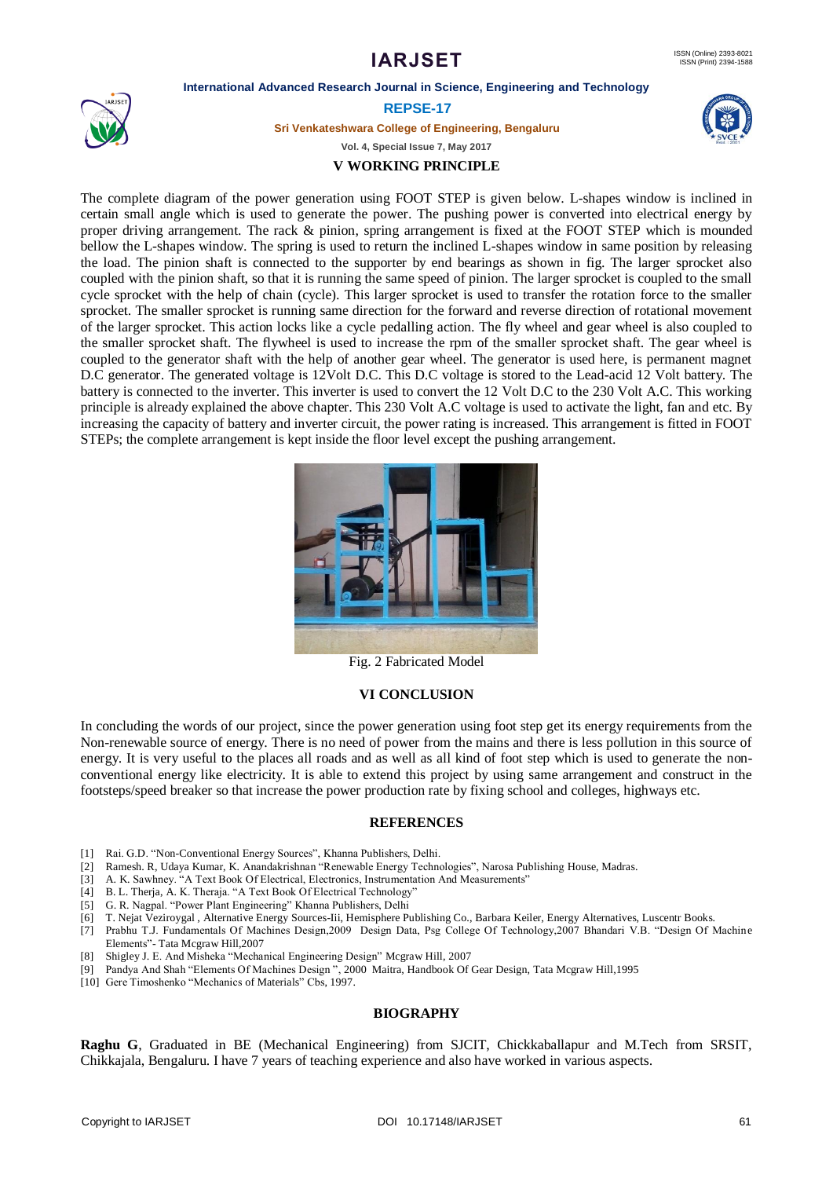## V WORKING PRINCIPLE

The complete diagram of the power generation using FOOT STEP is given below. L-shapes window is inclined in certain small angle which is used to generate the power. The pushing power is converted into electrical energy by proper driving arrangement. The rack & pinion, spring arrangement is fixed at the FOOT STEP which is mounded bellow the L-shapes window. The spring is used to return the inclined L-shapes window in same position by releasing the load. The pinion shaft is connected to the supporter by end bearings as shown in fig. The larger sprocket also coupled with the pinion shaft, so that it is running the same speed of pinion. The larger sprocket is coupled to the small cycle sprocket with the help of chain (cycle). This larger sprocket is used to transfer the rotation force to the smaller sprocket. The smaller sprocket is running same direction for the forward and reverse direction of rotational movement of the larger sprocket. This action locks like a cycle pedalling action. The fly wheel and gear wheel is also coupled to the smaller sprocket shaft. The flywheel is used to increase the rpm of the smaller sprocket shaft. The gear wheel is coupled to the generator shaft with the help of another gear wheel. The generator is used here, is permanent magnet D.C generator. The generated voltage is 12Volt D.C. This D.C voltage is stored to the Lead-acid 12 Volt battery. The battery is connected to the inverter. This inverter is used to convert the 12 Volt D.C to the 230 Volt A.C. This working principle is already explained the above chapter. This 230 Volt A.C voltage is used to activate the light, fan and etc. By increasing the capacity of battery and inverter circuit, the power rating is increased. This arrangement is fitted in FOOT STEPs; the complete arrangement is kept inside the floor level except the pushing arrangement.

Fig. 2 Fabricated Model

## VI CONCLUSION

In concluding the words of our project, since the power generation using foot step get its energy requirements from the Non-renewable source of energy. There is no need of power from the mains and there is less pollution in this source of energy. It is very useful to the places all roads and as well as all kind of foot step which is used to generate the non-conventional energy like electricity. It is able to extend this project by using same arrangement and construct in the footsteps/speed breaker so that increase the power production rate by fixing school and colleges, highways etc.

## REFERENCES

[1] Rai. G.D. "Non-Conventional Energy Sources", Khanna Publishers, Delhi.
[2] Ramesh. R, Udaya Kumar, K. Anandakrishnan "Renewable Energy Technologies", Narosa Publishing House, Madras.
[3] A. K. Sawhney. "A Text Book Of Electrical, Electronics, Instrumentation And Measurements"
[4] B. L. Therja, A. K. Theraja. "A Text Book Of Electrical Technology"
[5] G. R. Nagpal. "Power Plant Engineering" Khanna Publishers, Delhi
[6] T. Nejat Veziroygal , Alternative Energy Sources-Iii, Hemisphere Publishing Co., Barbara Keiler, Energy Alternatives, Luscentr Books.
[7] Prabhu T.J. Fundamentals Of Machines Design,2009 Design Data, Psg College Of Technology,2007 Bhandari V.B. "Design Of Machine Elements"- Tata Mcgraw Hill,2007
[8] Shigley J. E. And Misheka "Mechanical Engineering Design" Mcgraw Hill, 2007
[9] Pandya And Shah "Elements Of Machines Design ", 2000 Maitra, Handbook Of Gear Design, Tata Mcgraw Hill,1995
[10] Gere Timoshenko "Mechanics of Materials" Cbs, 1997.

## BIOGRAPHY

**Raghu G**, Graduated in BE (Mechanical Engineering) from SJCIT, Chickkaballapur and M.Tech from SRSIT, Chikkajala, Bengaluru. I have 7 years of teaching experience and also have worked in various aspects.